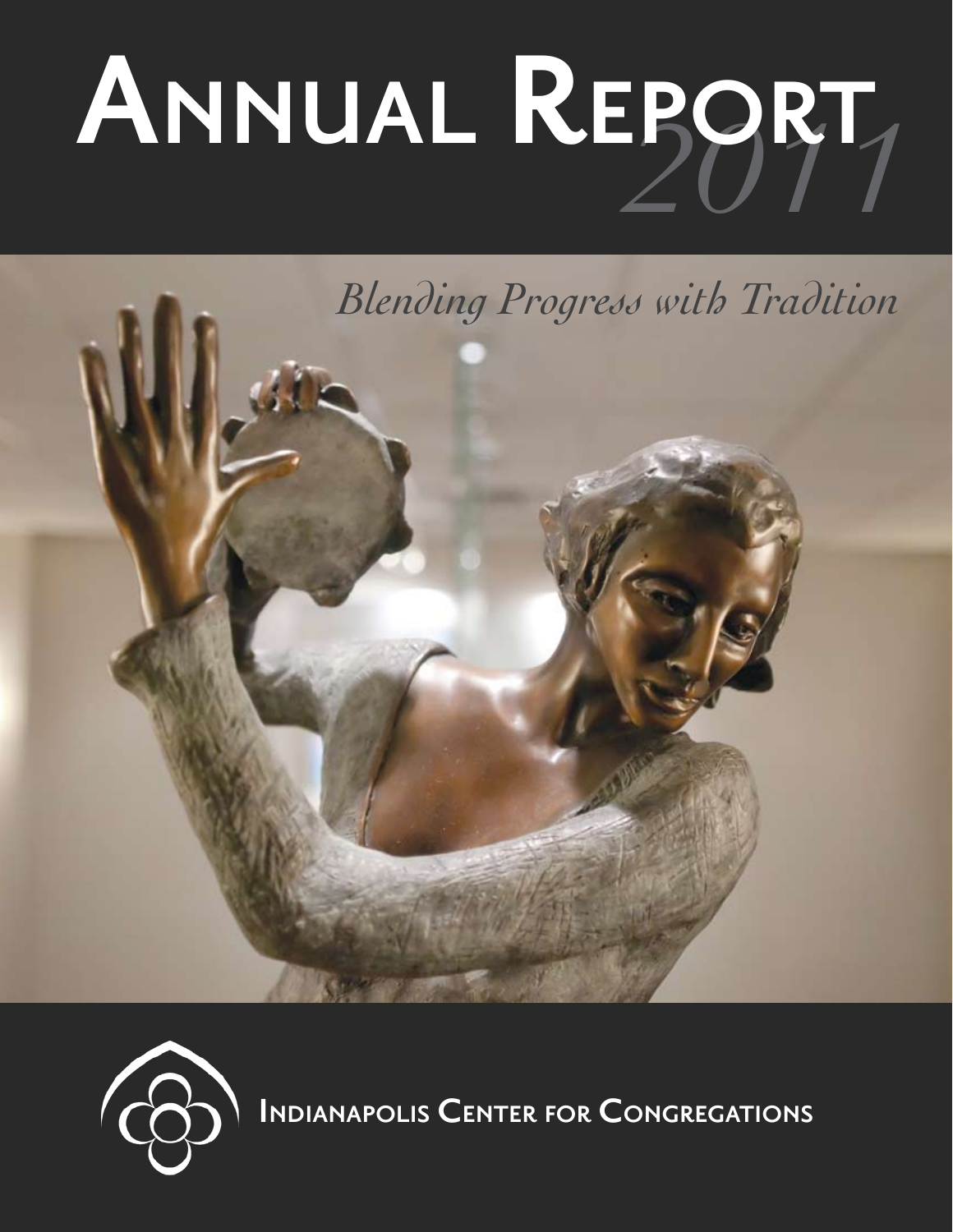# Annual Report 2011

*Blending Progress with Tradition*

Indianapolis Center for Congregations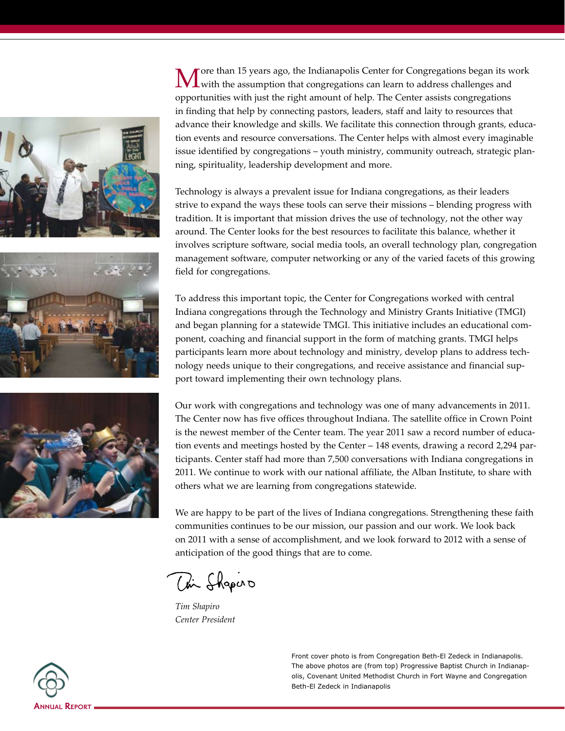More than 15 years ago, the Indianapolis Center for Congregations began its work with the assumption that congregations can learn to address challenges and opportunities with just the right amount of help. The Center assists congregations in finding that help by connecting pastors, leaders, staff and laity to resources that advance their knowledge and skills. We facilitate this connection through grants, education events and resource conversations. The Center helps with almost every imaginable issue identified by congregations – youth ministry, community outreach, strategic planning, spirituality, leadership development and more.

Technology is always a prevalent issue for Indiana congregations, as their leaders strive to expand the ways these tools can serve their missions – blending progress with tradition. It is important that mission drives the use of technology, not the other way around. The Center looks for the best resources to facilitate this balance, whether it involves scripture software, social media tools, an overall technology plan, congregation management software, computer networking or any of the varied facets of this growing field for congregations.

To address this important topic, the Center for Congregations worked with central Indiana congregations through the Technology and Ministry Grants Initiative (TMGI) and began planning for a statewide TMGI. This initiative includes an educational component, coaching and financial support in the form of matching grants. TMGI helps participants learn more about technology and ministry, develop plans to address technology needs unique to their congregations, and receive assistance and financial support toward implementing their own technology plans.

Our work with congregations and technology was one of many advancements in 2011. The Center now has five offices throughout Indiana. The satellite office in Crown Point is the newest member of the Center team. The year 2011 saw a record number of education events and meetings hosted by the Center – 148 events, drawing a record 2,294 participants. Center staff had more than 7,500 conversations with Indiana congregations in 2011. We continue to work with our national affiliate, the Alban Institute, to share with others what we are learning from congregations statewide.

We are happy to be part of the lives of Indiana congregations. Strengthening these faith communities continues to be our mission, our passion and our work. We look back on 2011 with a sense of accomplishment, and we look forward to 2012 with a sense of anticipation of the good things that are to come.

*Tim Shapiro*
*Center President*

Front cover photo is from Congregation Beth-El Zedeck in Indianapolis. The above photos are (from top) Progressive Baptist Church in Indianapolis, Covenant United Methodist Church in Fort Wayne and Congregation Beth-El Zedeck in Indianapolis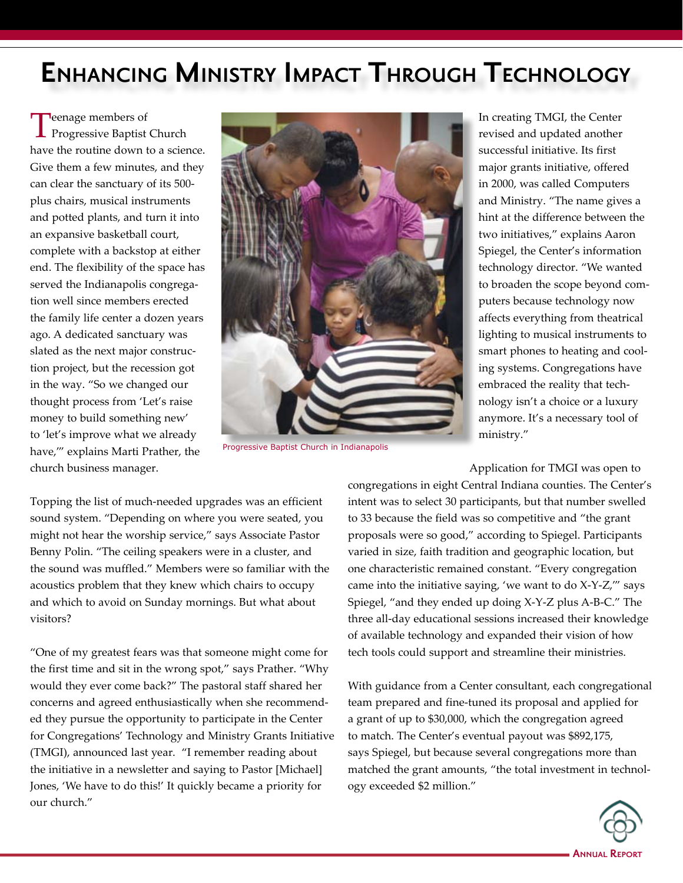# Enhancing Ministry Impact Through Technology

Teenage members of Progressive Baptist Church have the routine down to a science. Give them a few minutes, and they can clear the sanctuary of its 500-plus chairs, musical instruments and potted plants, and turn it into an expansive basketball court, complete with a backstop at either end. The flexibility of the space has served the Indianapolis congregation well since members erected the family life center a dozen years ago. A dedicated sanctuary was slated as the next major construction project, but the recession got in the way. "So we changed our thought process from 'Let's raise money to build something new' to 'let's improve what we already have,'" explains Marti Prather, the church business manager.

Progressive Baptist Church in Indianapolis

Topping the list of much-needed upgrades was an efficient sound system. "Depending on where you were seated, you might not hear the worship service," says Associate Pastor Benny Polin. "The ceiling speakers were in a cluster, and the sound was muffled." Members were so familiar with the acoustics problem that they knew which chairs to occupy and which to avoid on Sunday mornings. But what about visitors?

"One of my greatest fears was that someone might come for the first time and sit in the wrong spot," says Prather. "Why would they ever come back?" The pastoral staff shared her concerns and agreed enthusiastically when she recommended they pursue the opportunity to participate in the Center for Congregations' Technology and Ministry Grants Initiative (TMGI), announced last year. "I remember reading about the initiative in a newsletter and saying to Pastor [Michael] Jones, 'We have to do this!' It quickly became a priority for our church."

In creating TMGI, the Center revised and updated another successful initiative. Its first major grants initiative, offered in 2000, was called Computers and Ministry. "The name gives a hint at the difference between the two initiatives," explains Aaron Spiegel, the Center's information technology director. "We wanted to broaden the scope beyond computers because technology now affects everything from theatrical lighting to musical instruments to smart phones to heating and cooling systems. Congregations have embraced the reality that technology isn't a choice or a luxury anymore. It's a necessary tool of ministry."

Application for TMGI was open to congregations in eight Central Indiana counties. The Center's intent was to select 30 participants, but that number swelled to 33 because the field was so competitive and "the grant proposals were so good," according to Spiegel. Participants varied in size, faith tradition and geographic location, but one characteristic remained constant. "Every congregation came into the initiative saying, 'we want to do X-Y-Z,'" says Spiegel, "and they ended up doing X-Y-Z plus A-B-C." The three all-day educational sessions increased their knowledge of available technology and expanded their vision of how tech tools could support and streamline their ministries.

With guidance from a Center consultant, each congregational team prepared and fine-tuned its proposal and applied for a grant of up to $30,000, which the congregation agreed to match. The Center's eventual payout was $892,175, says Spiegel, but because several congregations more than matched the grant amounts, "the total investment in technology exceeded $2 million."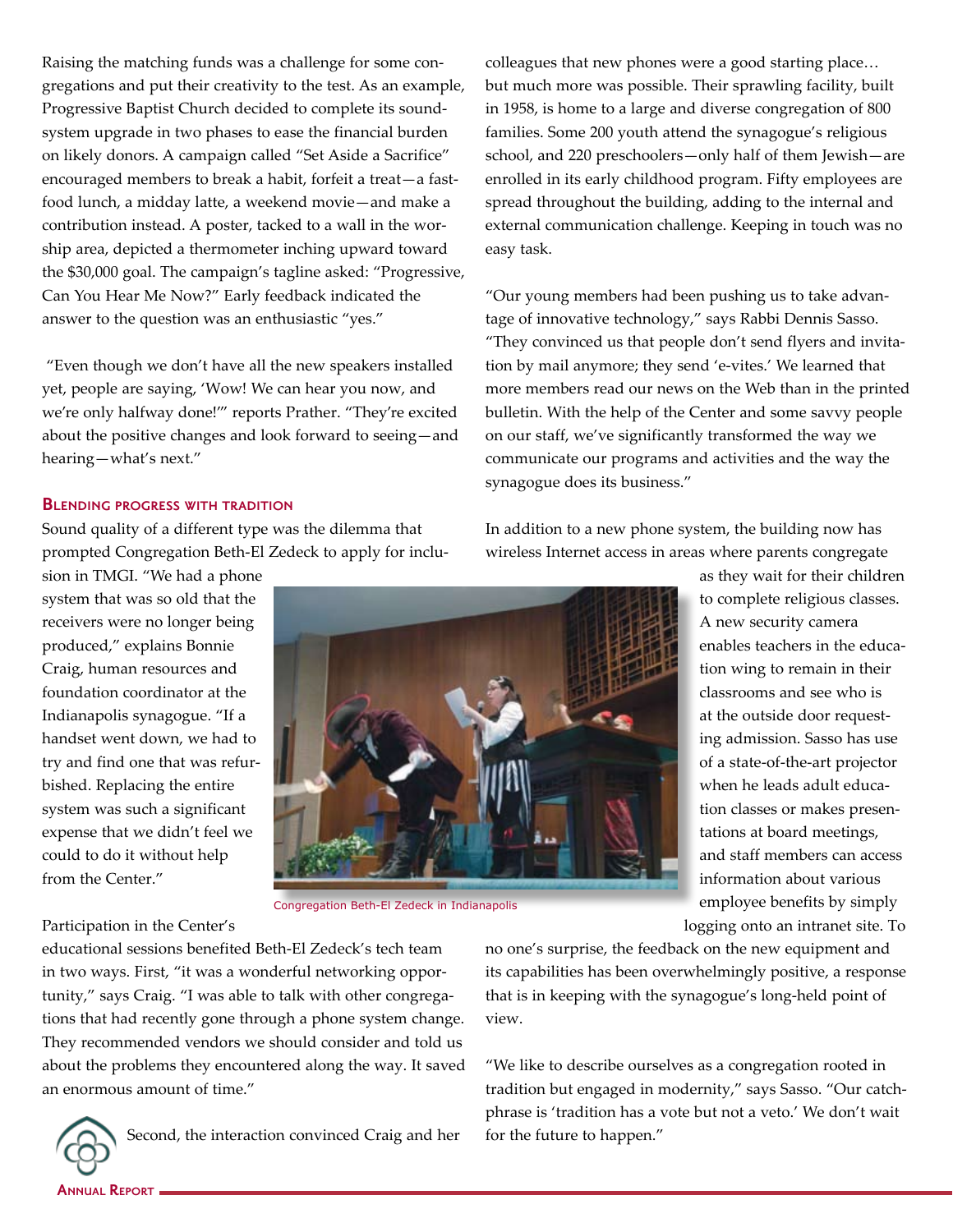Raising the matching funds was a challenge for some congregations and put their creativity to the test. As an example, Progressive Baptist Church decided to complete its sound-system upgrade in two phases to ease the financial burden on likely donors. A campaign called "Set Aside a Sacrifice" encouraged members to break a habit, forfeit a treat—a fast-food lunch, a midday latte, a weekend movie—and make a contribution instead. A poster, tacked to a wall in the worship area, depicted a thermometer inching upward toward the $30,000 goal. The campaign's tagline asked: "Progressive, Can You Hear Me Now?" Early feedback indicated the answer to the question was an enthusiastic "yes."

"Even though we don't have all the new speakers installed yet, people are saying, 'Wow! We can hear you now, and we're only halfway done!'" reports Prather. "They're excited about the positive changes and look forward to seeing—and hearing—what's next."

## Blending Progress with Tradition

Sound quality of a different type was the dilemma that prompted Congregation Beth-El Zedeck to apply for inclusion in TMGI. "We had a phone system that was so old that the receivers were no longer being produced," explains Bonnie Craig, human resources and foundation coordinator at the Indianapolis synagogue. "If a handset went down, we had to try and find one that was refurbished. Replacing the entire system was such a significant expense that we didn't feel we could to do it without help from the Center."

Congregation Beth-El Zedeck in Indianapolis

Participation in the Center's educational sessions benefited Beth-El Zedeck's tech team in two ways. First, "it was a wonderful networking opportunity," says Craig. "I was able to talk with other congregations that had recently gone through a phone system change. They recommended vendors we should consider and told us about the problems they encountered along the way. It saved an enormous amount of time."

Second, the interaction convinced Craig and her colleagues that new phones were a good starting place… but much more was possible. Their sprawling facility, built in 1958, is home to a large and diverse congregation of 800 families. Some 200 youth attend the synagogue's religious school, and 220 preschoolers—only half of them Jewish—are enrolled in its early childhood program. Fifty employees are spread throughout the building, adding to the internal and external communication challenge. Keeping in touch was no easy task.

"Our young members had been pushing us to take advantage of innovative technology," says Rabbi Dennis Sasso. "They convinced us that people don't send flyers and invitation by mail anymore; they send 'e-vites.' We learned that more members read our news on the Web than in the printed bulletin. With the help of the Center and some savvy people on our staff, we've significantly transformed the way we communicate our programs and activities and the way the synagogue does its business."

In addition to a new phone system, the building now has wireless Internet access in areas where parents congregate as they wait for their children to complete religious classes. A new security camera enables teachers in the education wing to remain in their classrooms and see who is at the outside door requesting admission. Sasso has use of a state-of-the-art projector when he leads adult education classes or makes presentations at board meetings, and staff members can access information about various employee benefits by simply logging onto an intranet site. To no one's surprise, the feedback on the new equipment and its capabilities has been overwhelmingly positive, a response that is in keeping with the synagogue's long-held point of view.

"We like to describe ourselves as a congregation rooted in tradition but engaged in modernity," says Sasso. "Our catchphrase is 'tradition has a vote but not a veto.' We don't wait for the future to happen."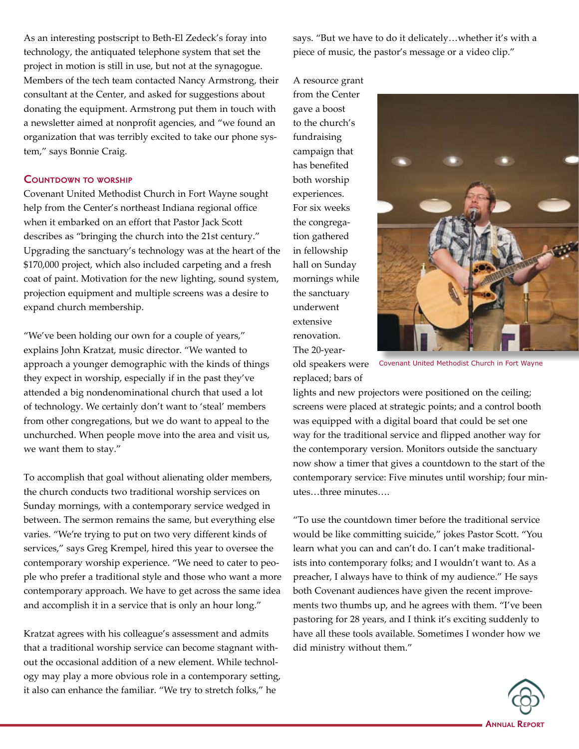As an interesting postscript to Beth-El Zedeck's foray into technology, the antiquated telephone system that set the project in motion is still in use, but not at the synagogue. Members of the tech team contacted Nancy Armstrong, their consultant at the Center, and asked for suggestions about donating the equipment. Armstrong put them in touch with a newsletter aimed at nonprofit agencies, and "we found an organization that was terribly excited to take our phone system," says Bonnie Craig.

### Countdown to worship

Covenant United Methodist Church in Fort Wayne sought help from the Center's northeast Indiana regional office when it embarked on an effort that Pastor Jack Scott describes as "bringing the church into the 21st century." Upgrading the sanctuary's technology was at the heart of the $170,000 project, which also included carpeting and a fresh coat of paint. Motivation for the new lighting, sound system, projection equipment and multiple screens was a desire to expand church membership.

"We've been holding our own for a couple of years," explains John Kratzat, music director. "We wanted to approach a younger demographic with the kinds of things they expect in worship, especially if in the past they've attended a big nondenominational church that used a lot of technology. We certainly don't want to 'steal' members from other congregations, but we do want to appeal to the unchurched. When people move into the area and visit us, we want them to stay."

To accomplish that goal without alienating older members, the church conducts two traditional worship services on Sunday mornings, with a contemporary service wedged in between. The sermon remains the same, but everything else varies. "We're trying to put on two very different kinds of services," says Greg Krempel, hired this year to oversee the contemporary worship experience. "We need to cater to people who prefer a traditional style and those who want a more contemporary approach. We have to get across the same idea and accomplish it in a service that is only an hour long."

Kratzat agrees with his colleague's assessment and admits that a traditional worship service can become stagnant without the occasional addition of a new element. While technology may play a more obvious role in a contemporary setting, it also can enhance the familiar. "We try to stretch folks," he says. "But we have to do it delicately…whether it's with a piece of music, the pastor's message or a video clip."

A resource grant from the Center gave a boost to the church's fundraising campaign that has benefited both worship experiences. For six weeks the congregation gathered in fellowship hall on Sunday mornings while the sanctuary underwent extensive renovation. The 20-year-old speakers were replaced; bars of lights and new projectors were positioned on the ceiling; screens were placed at strategic points; and a control booth was equipped with a digital board that could be set one way for the traditional service and flipped another way for the contemporary version. Monitors outside the sanctuary now show a timer that gives a countdown to the start of the contemporary service: Five minutes until worship; four minutes…three minutes….

Covenant United Methodist Church in Fort Wayne

"To use the countdown timer before the traditional service would be like committing suicide," jokes Pastor Scott. "You learn what you can and can't do. I can't make traditionalists into contemporary folks; and I wouldn't want to. As a preacher, I always have to think of my audience." He says both Covenant audiences have given the recent improvements two thumbs up, and he agrees with them. "I've been pastoring for 28 years, and I think it's exciting suddenly to have all these tools available. Sometimes I wonder how we did ministry without them."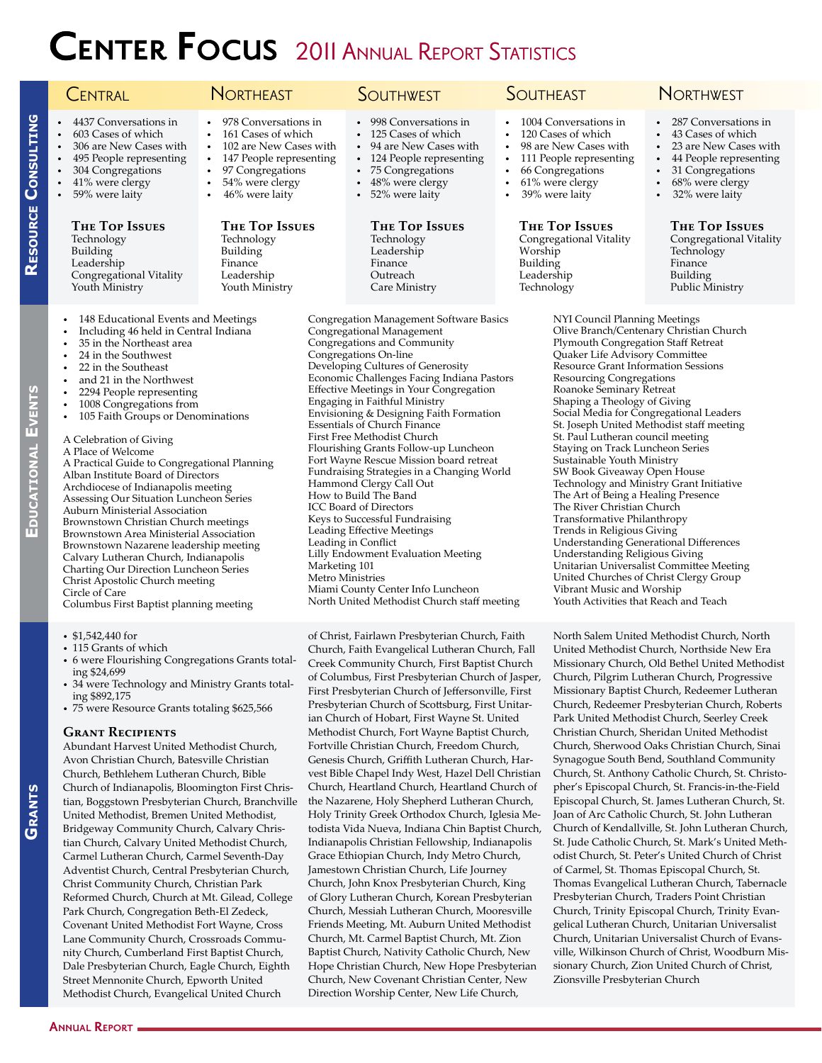# Center Focus 2011 Annual Report Statistics

## Resource Consulting

### Central

- 4437 Conversations in
- 603 Cases of which
- 306 are New Cases with
- 495 People representing
- 304 Congregations
- 41% were clergy
- 59% were laity

**The Top Issues**
Technology
Building
Leadership
Congregational Vitality
Youth Ministry

### Northeast

- 978 Conversations in
- 161 Cases of which
- 102 are New Cases with
- 147 People representing
- 97 Congregations
- 54% were clergy
- 46% were laity

**The Top Issues**
Technology
Building
Finance
Leadership
Youth Ministry

### Southwest

- 998 Conversations in
- 125 Cases of which
- 94 are New Cases with
- 124 People representing
- 75 Congregations
- 48% were clergy
- 52% were laity

**The Top Issues**
Technology
Leadership
Finance
Outreach
Care Ministry

### Southeast

- 1004 Conversations in
- 120 Cases of which
- 98 are New Cases with
- 111 People representing
- 66 Congregations
- 61% were clergy
- 39% were laity

**The Top Issues**
Congregational Vitality
Worship
Building
Leadership
Technology

### Northwest

- 287 Conversations in
- 43 Cases of which
- 23 are New Cases with
- 44 People representing
- 31 Congregations
- 68% were clergy
- 32% were laity

**The Top Issues**
Congregational Vitality
Technology
Finance
Building
Public Ministry

## Educational Events

- 148 Educational Events and Meetings
- Including 46 held in Central Indiana
- 35 in the Northeast area
- 24 in the Southwest
- 22 in the Southeast
- and 21 in the Northwest
- 2294 People representing
- 1008 Congregations from
- 105 Faith Groups or Denominations

A Celebration of Giving
A Place of Welcome
A Practical Guide to Congregational Planning
Alban Institute Board of Directors
Archdiocese of Indianapolis meeting
Assessing Our Situation Luncheon Series
Auburn Ministerial Association
Brownstown Christian Church meetings
Brownstown Area Ministerial Association
Brownstown Nazarene leadership meeting
Calvary Lutheran Church, Indianapolis
Charting Our Direction Luncheon Series
Christ Apostolic Church meeting
Circle of Care
Columbus First Baptist planning meeting
Congregation Management Software Basics
Congregational Management
Congregations and Community
Congregations On-line
Developing Cultures of Generosity
Economic Challenges Facing Indiana Pastors
Effective Meetings in Your Congregation
Engaging in Faithful Ministry
Envisioning & Designing Faith Formation
Essentials of Church Finance
First Free Methodist Church
Flourishing Grants Follow-up Luncheon
Fort Wayne Rescue Mission board retreat
Fundraising Strategies in a Changing World
Hammond Clergy Call Out
How to Build The Band
ICC Board of Directors
Keys to Successful Fundraising
Leading Effective Meetings
Leading in Conflict
Lilly Endowment Evaluation Meeting
Marketing 101
Metro Ministries
Miami County Center Info Luncheon
North United Methodist Church staff meeting
NYI Council Planning Meetings
Olive Branch/Centenary Christian Church
Plymouth Congregation Staff Retreat
Quaker Life Advisory Committee
Resource Grant Information Sessions
Resourcing Congregations
Roanoke Seminary Retreat
Shaping a Theology of Giving
Social Media for Congregational Leaders
St. Joseph United Methodist staff meeting
St. Paul Lutheran council meeting
Staying on Track Luncheon Series
Sustainable Youth Ministry
SW Book Giveaway Open House
Technology and Ministry Grant Initiative
The Art of Being a Healing Presence
The River Christian Church
Transformative Philanthropy
Trends in Religious Giving
Understanding Generational Differences
Understanding Religious Giving
Unitarian Universalist Committee Meeting
United Churches of Christ Clergy Group
Vibrant Music and Worship
Youth Activities that Reach and Teach

## Grants

- $1,542,440 for
- 115 Grants of which
- 6 were Flourishing Congregations Grants totaling $24,699
- 34 were Technology and Ministry Grants totaling $892,175
- 75 were Resource Grants totaling $625,566

### Grant Recipients

Abundant Harvest United Methodist Church, Avon Christian Church, Batesville Christian Church, Bethlehem Lutheran Church, Bible Church of Indianapolis, Bloomington First Christian, Boggstown Presbyterian Church, Branchville United Methodist, Bremen United Methodist, Bridgeway Community Church, Calvary Christian Church, Calvary United Methodist Church, Carmel Lutheran Church, Carmel Seventh-Day Adventist Church, Central Presbyterian Church, Christ Community Church, Christian Park Reformed Church, Church at Mt. Gilead, College Park Church, Congregation Beth-El Zedeck, Covenant United Methodist Fort Wayne, Cross Lane Community Church, Crossroads Community Church, Cumberland First Baptist Church, Dale Presbyterian Church, Eagle Church, Eighth Street Mennonite Church, Epworth United Methodist Church, Evangelical United Church of Christ, Fairlawn Presbyterian Church, Faith Church, Faith Evangelical Lutheran Church, Fall Creek Community Church, First Baptist Church of Columbus, First Presbyterian Church of Jasper, First Presbyterian Church of Jeffersonville, First Presbyterian Church of Scottsburg, First Unitarian Church of Hobart, First Wayne St. United Methodist Church, Fort Wayne Baptist Church, Fortville Christian Church, Freedom Church, Genesis Church, Griffith Lutheran Church, Harvest Bible Chapel Indy West, Hazel Dell Christian Church, Heartland Church, Heartland Church of the Nazarene, Holy Shepherd Lutheran Church, Holy Trinity Greek Orthodox Church, Iglesia Metodista Vida Nueva, Indiana Chin Baptist Church, Indianapolis Christian Fellowship, Indianapolis Grace Ethiopian Church, Indy Metro Church, Jamestown Christian Church, Life Journey Church, John Knox Presbyterian Church, King of Glory Lutheran Church, Korean Presbyterian Church, Messiah Lutheran Church, Mooresville Friends Meeting, Mt. Auburn United Methodist Church, Mt. Carmel Baptist Church, Mt. Zion Baptist Church, Nativity Catholic Church, New Hope Christian Church, New Hope Presbyterian Church, New Covenant Christian Center, New Direction Worship Center, New Life Church, North Salem United Methodist Church, North United Methodist Church, Northside New Era Missionary Church, Old Bethel United Methodist Church, Pilgrim Lutheran Church, Progressive Missionary Baptist Church, Redeemer Lutheran Church, Redeemer Presbyterian Church, Roberts Park United Methodist Church, Seerley Creek Christian Church, Sheridan United Methodist Church, Sherwood Oaks Christian Church, Sinai Synagogue South Bend, Southland Community Church, St. Anthony Catholic Church, St. Christopher's Episcopal Church, St. Francis-in-the-Field Episcopal Church, St. James Lutheran Church, St. Joan of Arc Catholic Church, St. John Lutheran Church of Kendallville, St. John Lutheran Church, St. Jude Catholic Church, St. Mark's United Methodist Church, St. Peter's United Church of Christ of Carmel, St. Thomas Episcopal Church, St. Thomas Evangelical Lutheran Church, Tabernacle Presbyterian Church, Traders Point Christian Church, Trinity Episcopal Church, Trinity Evangelical Lutheran Church, Unitarian Universalist Church, Unitarian Universalist Church of Evansville, Wilkinson Church of Christ, Woodburn Missionary Church, Zion United Church of Christ, Zionsville Presbyterian Church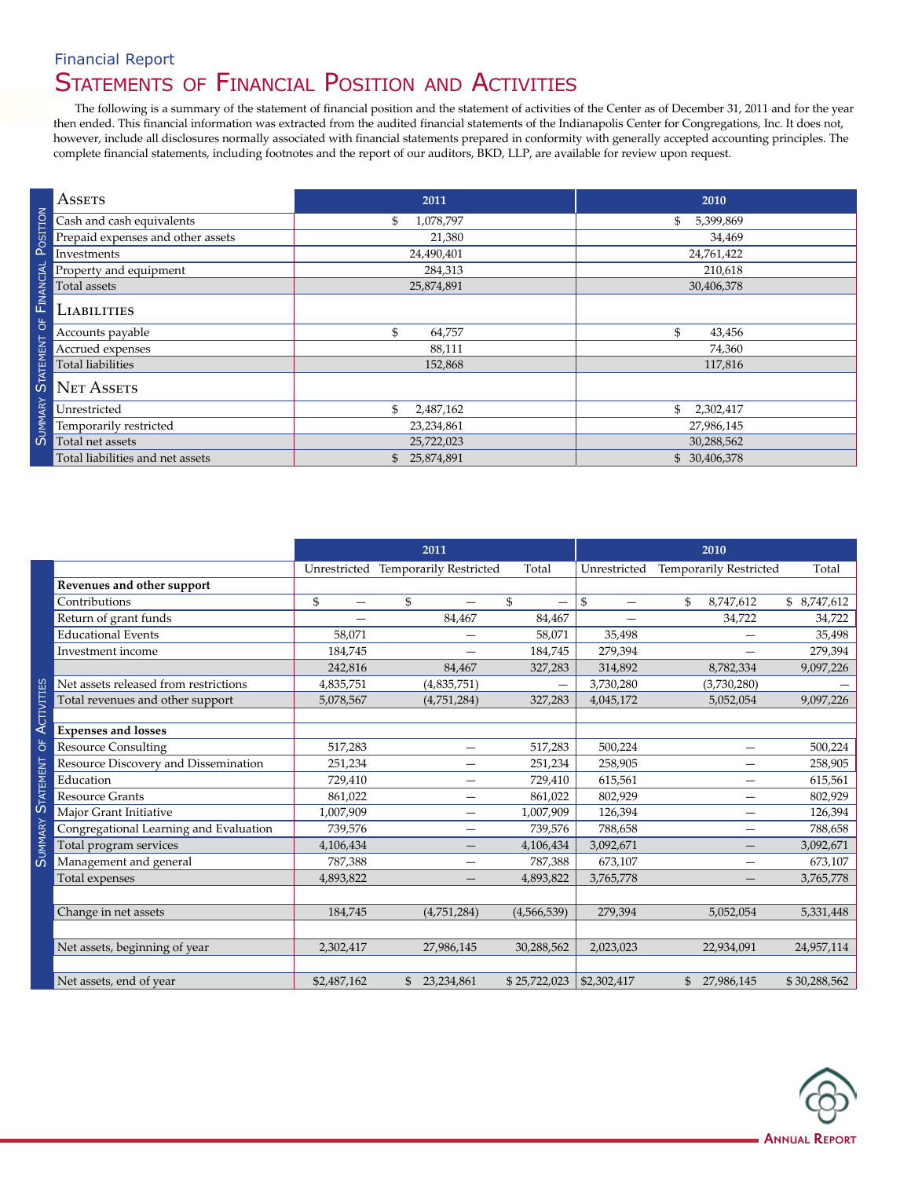Financial Report

# Statements of Financial Position and Activities

The following is a summary of the statement of financial position and the statement of activities of the Center as of December 31, 2011 and for the year then ended. This financial information was extracted from the audited financial statements of the Indianapolis Center for Congregations, Inc. It does not, however, include all disclosures normally associated with financial statements prepared in conformity with generally accepted accounting principles. The complete financial statements, including footnotes and the report of our auditors, BKD, LLP, are available for review upon request.

## Summary Statement of Financial Position

| Assets | 2011 | 2010 |
|---|---|---|
| Cash and cash equivalents | $ 1,078,797 | $ 5,399,869 |
| Prepaid expenses and other assets | 21,380 | 34,469 |
| Investments | 24,490,401 | 24,761,422 |
| Property and equipment | 284,313 | 210,618 |
| Total assets | 25,874,891 | 30,406,378 |
| **Liabilities** | | |
| Accounts payable | $ 64,757 | $ 43,456 |
| Accrued expenses | 88,111 | 74,360 |
| Total liabilities | 152,868 | 117,816 |
| **Net Assets** | | |
| Unrestricted | $ 2,487,162 | $ 2,302,417 |
| Temporarily restricted | 23,234,861 | 27,986,145 |
| Total net assets | 25,722,023 | 30,288,562 |
| Total liabilities and net assets | $ 25,874,891 | $ 30,406,378 |

## Summary Statement of Activities

| | 2011 | | | 2010 | | |
|---|---|---|---|---|---|---|
| | Unrestricted | Temporarily Restricted | Total | Unrestricted | Temporarily Restricted | Total |
| **Revenues and other support** | | | | | | |
| Contributions | $ — | $ — | $ — | $ — | $ 8,747,612 | $ 8,747,612 |
| Return of grant funds | — | 84,467 | 84,467 | — | 34,722 | 34,722 |
| Educational Events | 58,071 | — | 58,071 | 35,498 | — | 35,498 |
| Investment income | 184,745 | — | 184,745 | 279,394 | — | 279,394 |
| | 242,816 | 84,467 | 327,283 | 314,892 | 8,782,334 | 9,097,226 |
| Net assets released from restrictions | 4,835,751 | (4,835,751) | — | 3,730,280 | (3,730,280) | — |
| Total revenues and other support | 5,078,567 | (4,751,284) | 327,283 | 4,045,172 | 5,052,054 | 9,097,226 |
| **Expenses and losses** | | | | | | |
| Resource Consulting | 517,283 | — | 517,283 | 500,224 | — | 500,224 |
| Resource Discovery and Dissemination | 251,234 | — | 251,234 | 258,905 | — | 258,905 |
| Education | 729,410 | — | 729,410 | 615,561 | — | 615,561 |
| Resource Grants | 861,022 | — | 861,022 | 802,929 | — | 802,929 |
| Major Grant Initiative | 1,007,909 | — | 1,007,909 | 126,394 | — | 126,394 |
| Congregational Learning and Evaluation | 739,576 | — | 739,576 | 788,658 | — | 788,658 |
| Total program services | 4,106,434 | — | 4,106,434 | 3,092,671 | — | 3,092,671 |
| Management and general | 787,388 | — | 787,388 | 673,107 | — | 673,107 |
| Total expenses | 4,893,822 | — | 4,893,822 | 3,765,778 | — | 3,765,778 |
| Change in net assets | 184,745 | (4,751,284) | (4,566,539) | 279,394 | 5,052,054 | 5,331,448 |
| Net assets, beginning of year | 2,302,417 | 27,986,145 | 30,288,562 | 2,023,023 | 22,934,091 | 24,957,114 |
| Net assets, end of year | $2,487,162 | $ 23,234,861 | $ 25,722,023 | $2,302,417 | $ 27,986,145 | $ 30,288,562 |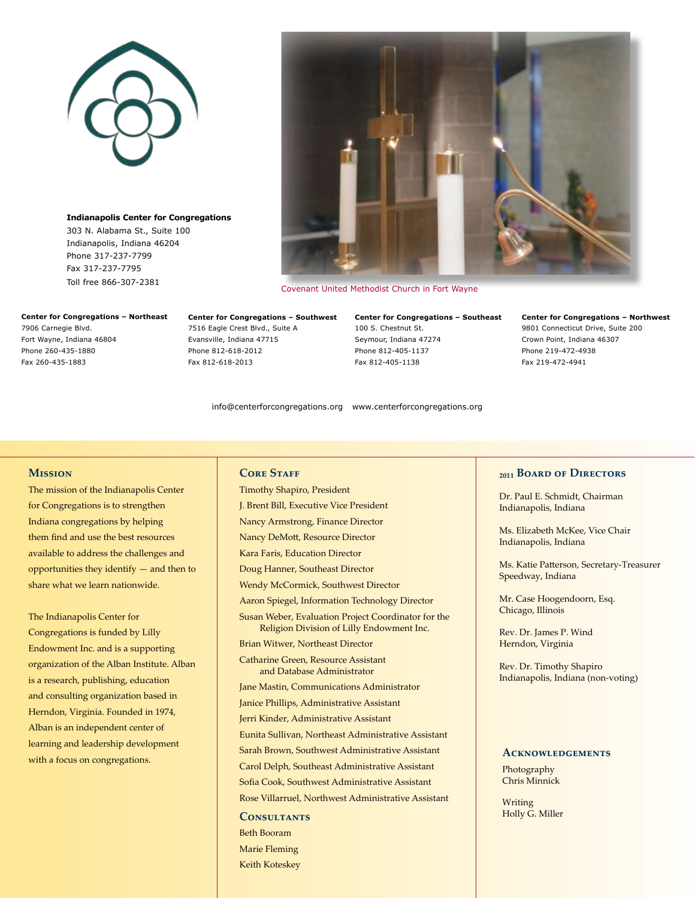**Indianapolis Center for Congregations**
303 N. Alabama St., Suite 100
Indianapolis, Indiana 46204
Phone 317-237-7799
Fax 317-237-7795
Toll free 866-307-2381

Covenant United Methodist Church in Fort Wayne

**Center for Congregations – Northeast**
7906 Carnegie Blvd.
Fort Wayne, Indiana 46804
Phone 260-435-1880
Fax 260-435-1883

**Center for Congregations – Southwest**
7516 Eagle Crest Blvd., Suite A
Evansville, Indiana 47715
Phone 812-618-2012
Fax 812-618-2013

**Center for Congregations – Southeast**
100 S. Chestnut St.
Seymour, Indiana 47274
Phone 812-405-1137
Fax 812-405-1138

**Center for Congregations – Northwest**
9801 Connecticut Drive, Suite 200
Crown Point, Indiana 46307
Phone 219-472-4938
Fax 219-472-4941

info@centerforcongregations.org www.centerforcongregations.org

## Mission

The mission of the Indianapolis Center for Congregations is to strengthen Indiana congregations by helping them find and use the best resources available to address the challenges and opportunities they identify — and then to share what we learn nationwide.

The Indianapolis Center for Congregations is funded by Lilly Endowment Inc. and is a supporting organization of the Alban Institute. Alban is a research, publishing, education and consulting organization based in Herndon, Virginia. Founded in 1974, Alban is an independent center of learning and leadership development with a focus on congregations.

## Core Staff

Timothy Shapiro, President
J. Brent Bill, Executive Vice President
Nancy Armstrong, Finance Director
Nancy DeMott, Resource Director
Kara Faris, Education Director
Doug Hanner, Southeast Director
Wendy McCormick, Southwest Director
Aaron Spiegel, Information Technology Director
Susan Weber, Evaluation Project Coordinator for the Religion Division of Lilly Endowment Inc.
Brian Witwer, Northeast Director
Catharine Green, Resource Assistant and Database Administrator
Jane Mastin, Communications Administrator
Janice Phillips, Administrative Assistant
Jerri Kinder, Administrative Assistant
Eunita Sullivan, Northeast Administrative Assistant
Sarah Brown, Southwest Administrative Assistant
Carol Delph, Southeast Administrative Assistant
Sofia Cook, Southwest Administrative Assistant
Rose Villarruel, Northwest Administrative Assistant

## Consultants

Beth Booram
Marie Fleming
Keith Koteskey

## 2011 Board of Directors

Dr. Paul E. Schmidt, Chairman
Indianapolis, Indiana

Ms. Elizabeth McKee, Vice Chair
Indianapolis, Indiana

Ms. Katie Patterson, Secretary-Treasurer
Speedway, Indiana

Mr. Case Hoogendoorn, Esq.
Chicago, Illinois

Rev. Dr. James P. Wind
Herndon, Virginia

Rev. Dr. Timothy Shapiro
Indianapolis, Indiana (non-voting)

## Acknowledgements

Photography
Chris Minnick

Writing
Holly G. Miller